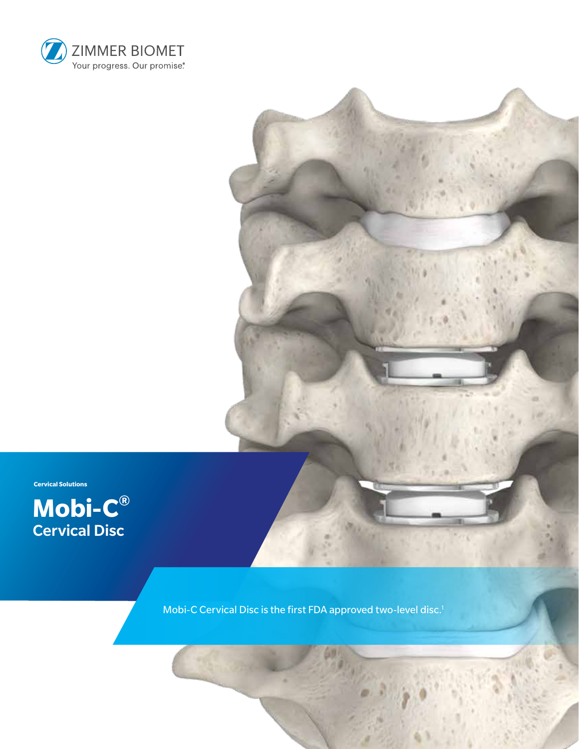ZIMMER BIOMET

Your progress. Our promise.®

Cervical Solutions

# Mobi-C®

## Cervical Disc

Mobi-C Cervical Disc is the first FDA approved two-level disc.[1]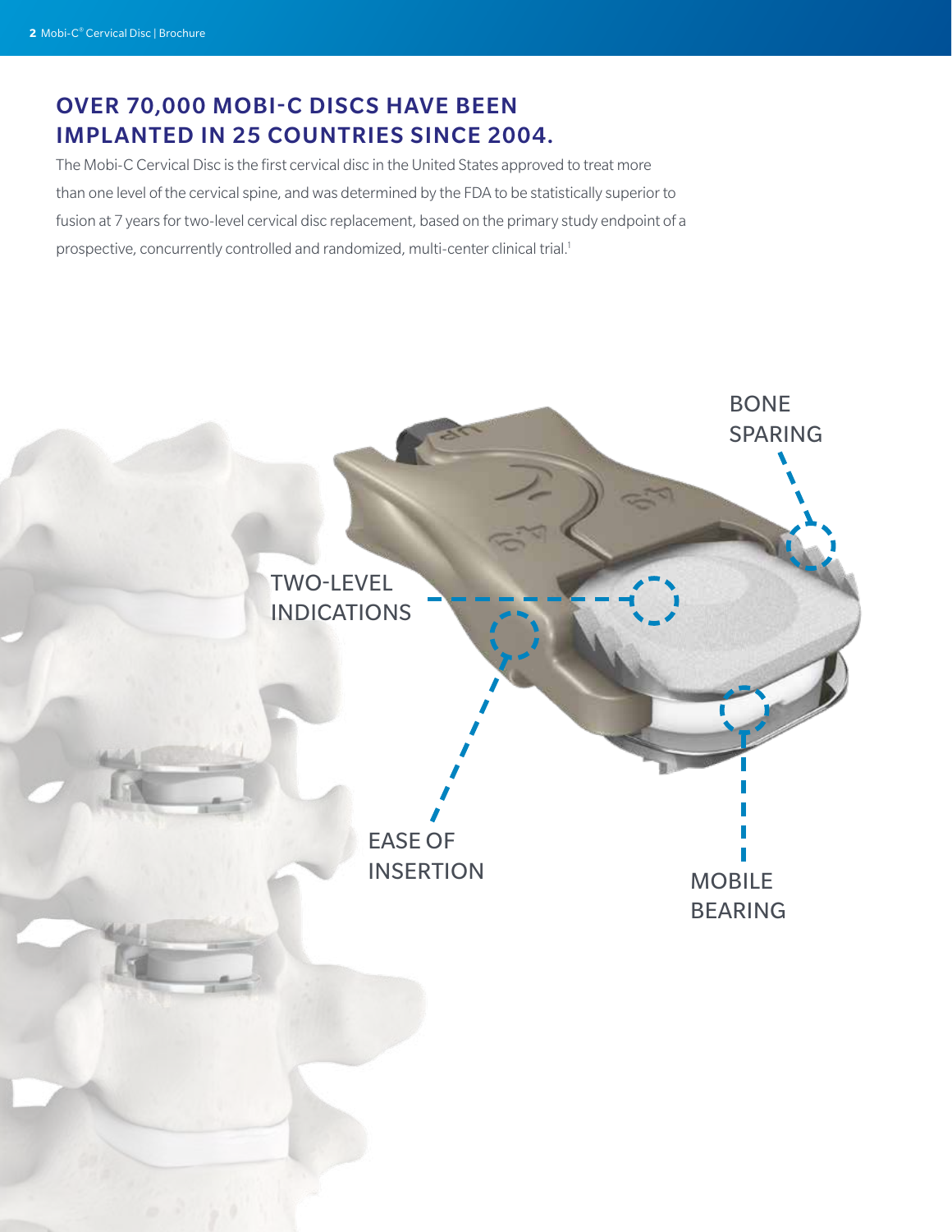## OVER 70,000 MOBI-C DISCS HAVE BEEN IMPLANTED IN 25 COUNTRIES SINCE 2004.

The Mobi-C Cervical Disc is the first cervical disc in the United States approved to treat more than one level of the cervical spine, and was determined by the FDA to be statistically superior to fusion at 7 years for two-level cervical disc replacement, based on the primary study endpoint of a prospective, concurrently controlled and randomized, multi-center clinical trial.[1]

BONE SPARING

TWO-LEVEL INDICATIONS

EASE OF INSERTION

MOBILE BEARING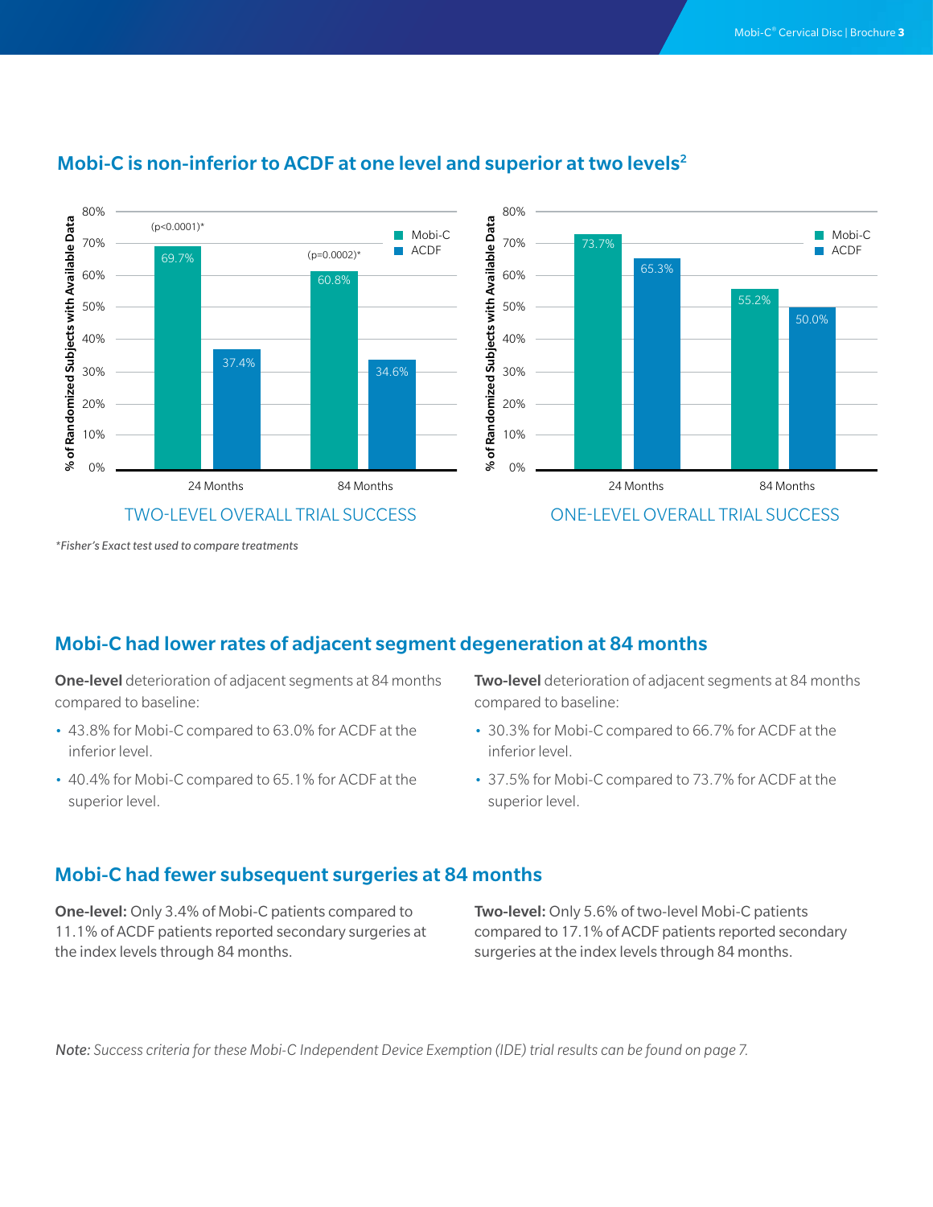## Mobi-C is non-inferior to ACDF at one level and superior at two levels[2]

**TWO-LEVEL OVERALL TRIAL SUCCESS**

| % of Randomized Subjects with Available Data | Mobi-C | ACDF | p-value |
|---|---|---|---|
| 24 Months | 69.7% | 37.4% | (p<0.0001)* |
| 84 Months | 60.8% | 34.6% | (p=0.0002)* |

**ONE-LEVEL OVERALL TRIAL SUCCESS**

| % of Randomized Subjects with Available Data | Mobi-C | ACDF |
|---|---|---|
| 24 Months | 73.7% | 65.3% |
| 84 Months | 55.2% | 50.0% |

*\*Fisher's Exact test used to compare treatments*

## Mobi-C had lower rates of adjacent segment degeneration at 84 months

**One-level** deterioration of adjacent segments at 84 months compared to baseline:

- 43.8% for Mobi-C compared to 63.0% for ACDF at the inferior level.
- 40.4% for Mobi-C compared to 65.1% for ACDF at the superior level.

**Two-level** deterioration of adjacent segments at 84 months compared to baseline:

- 30.3% for Mobi-C compared to 66.7% for ACDF at the inferior level.
- 37.5% for Mobi-C compared to 73.7% for ACDF at the superior level.

## Mobi-C had fewer subsequent surgeries at 84 months

**One-level:** Only 3.4% of Mobi-C patients compared to 11.1% of ACDF patients reported secondary surgeries at the index levels through 84 months.

**Two-level:** Only 5.6% of two-level Mobi-C patients compared to 17.1% of ACDF patients reported secondary surgeries at the index levels through 84 months.

***Note:*** *Success criteria for these Mobi-C Independent Device Exemption (IDE) trial results can be found on page 7.*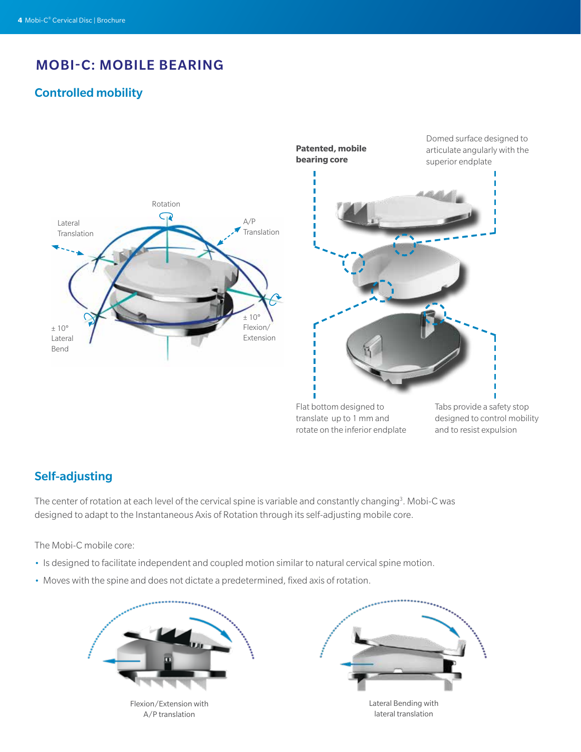# MOBI-C: MOBILE BEARING

## Controlled mobility

Rotation

Lateral Translation

A/P Translation

± 10° Lateral Bend

± 10° Flexion/ Extension

**Patented, mobile bearing core**

Domed surface designed to articulate angularly with the superior endplate

Flat bottom designed to translate up to 1 mm and rotate on the inferior endplate

Tabs provide a safety stop designed to control mobility and to resist expulsion

## Self-adjusting

The center of rotation at each level of the cervical spine is variable and constantly changing[3]. Mobi-C was designed to adapt to the Instantaneous Axis of Rotation through its self-adjusting mobile core.

The Mobi-C mobile core:

- Is designed to facilitate independent and coupled motion similar to natural cervical spine motion.
- Moves with the spine and does not dictate a predetermined, fixed axis of rotation.

Flexion/Extension with A/P translation

Lateral Bending with lateral translation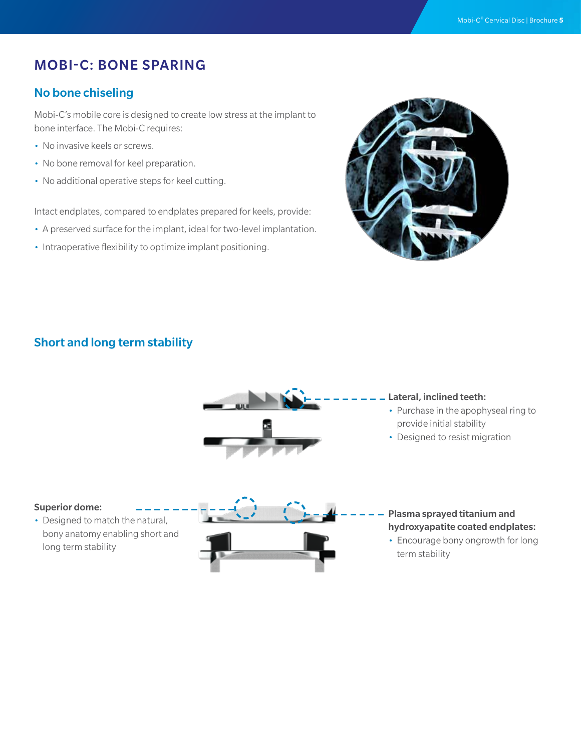# MOBI-C: BONE SPARING

## No bone chiseling

Mobi-C's mobile core is designed to create low stress at the implant to bone interface. The Mobi-C requires:

- No invasive keels or screws.
- No bone removal for keel preparation.
- No additional operative steps for keel cutting.

Intact endplates, compared to endplates prepared for keels, provide:

- A preserved surface for the implant, ideal for two-level implantation.
- Intraoperative flexibility to optimize implant positioning.

## Short and long term stability

**Lateral, inclined teeth:**

- Purchase in the apophyseal ring to provide initial stability
- Designed to resist migration

**Superior dome:**

- Designed to match the natural, bony anatomy enabling short and long term stability

**Plasma sprayed titanium and hydroxyapatite coated endplates:**

- Encourage bony ongrowth for long term stability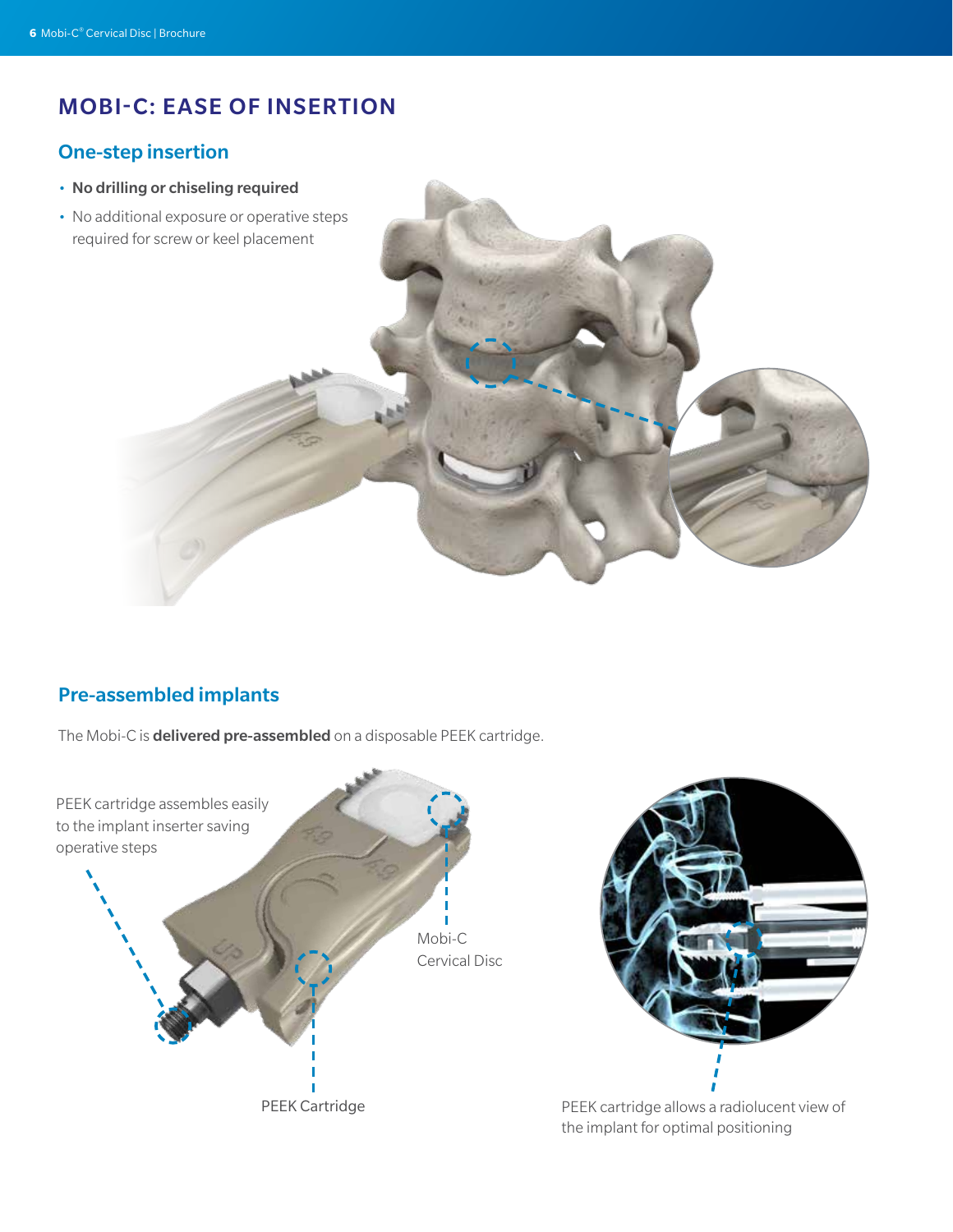# MOBI-C: EASE OF INSERTION

## One-step insertion

- **No drilling or chiseling required**
- No additional exposure or operative steps required for screw or keel placement

## Pre-assembled implants

The Mobi-C is **delivered pre-assembled** on a disposable PEEK cartridge.

PEEK cartridge assembles easily to the implant inserter saving operative steps

Mobi-C Cervical Disc

PEEK Cartridge

PEEK cartridge allows a radiolucent view of the implant for optimal positioning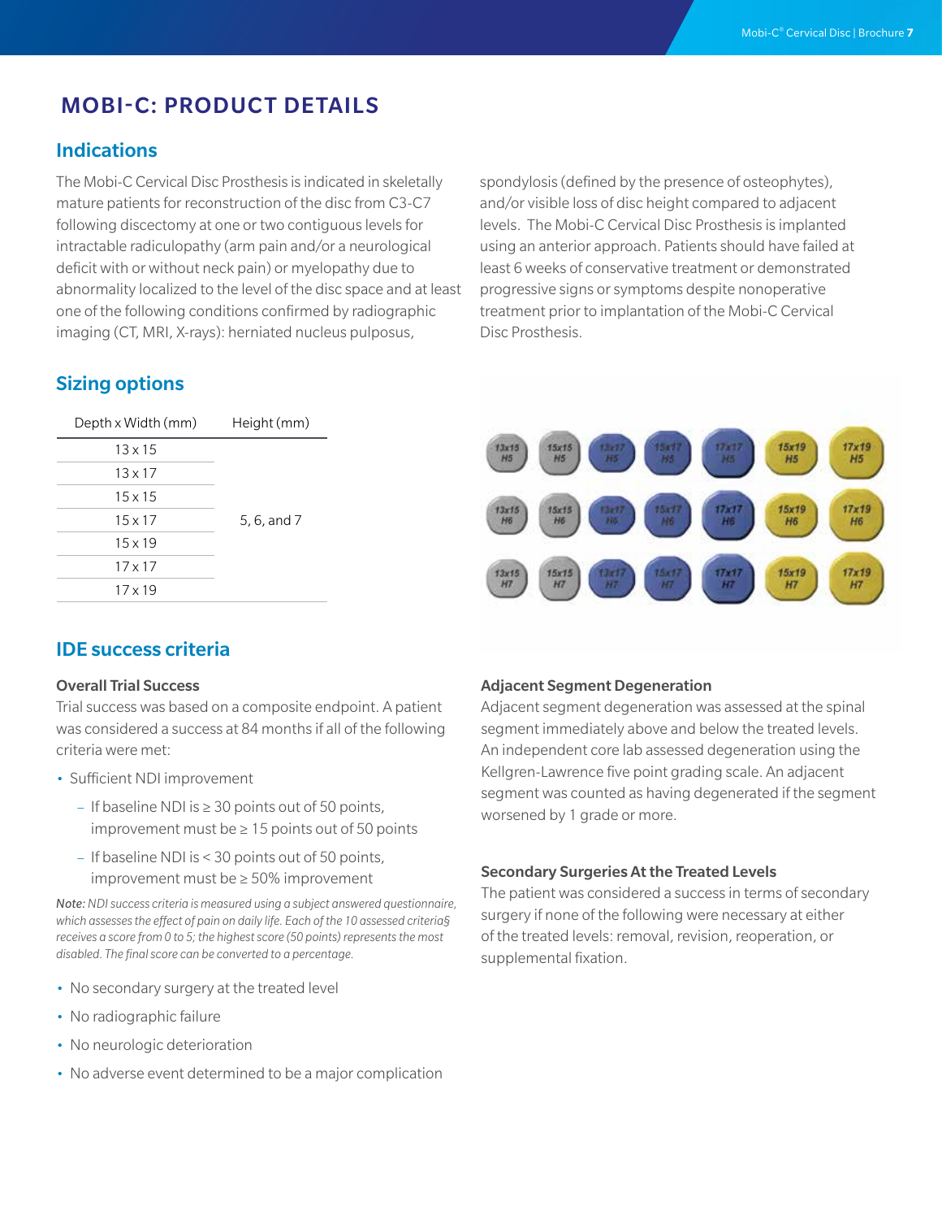# MOBI-C: PRODUCT DETAILS

## Indications

The Mobi-C Cervical Disc Prosthesis is indicated in skeletally mature patients for reconstruction of the disc from C3-C7 following discectomy at one or two contiguous levels for intractable radiculopathy (arm pain and/or a neurological deficit with or without neck pain) or myelopathy due to abnormality localized to the level of the disc space and at least one of the following conditions confirmed by radiographic imaging (CT, MRI, X-rays): herniated nucleus pulposus, spondylosis (defined by the presence of osteophytes), and/or visible loss of disc height compared to adjacent levels. The Mobi-C Cervical Disc Prosthesis is implanted using an anterior approach. Patients should have failed at least 6 weeks of conservative treatment or demonstrated progressive signs or symptoms despite nonoperative treatment prior to implantation of the Mobi-C Cervical Disc Prosthesis.

## Sizing options

| Depth x Width (mm) | Height (mm) |
|---|---|
| 13 x 15 | 5, 6, and 7 |
| 13 x 17 | |
| 15 x 15 | |
| 15 x 17 | |
| 15 x 19 | |
| 17 x 17 | |
| 17 x 19 | |

## IDE success criteria

### Overall Trial Success

Trial success was based on a composite endpoint. A patient was considered a success at 84 months if all of the following criteria were met:

- Sufficient NDI improvement
  - If baseline NDI is ≥ 30 points out of 50 points, improvement must be ≥ 15 points out of 50 points
  - If baseline NDI is < 30 points out of 50 points, improvement must be ≥ 50% improvement

*Note: NDI success criteria is measured using a subject answered questionnaire, which assesses the effect of pain on daily life. Each of the 10 assessed criteria§ receives a score from 0 to 5; the highest score (50 points) represents the most disabled. The final score can be converted to a percentage.*

- No secondary surgery at the treated level
- No radiographic failure
- No neurologic deterioration
- No adverse event determined to be a major complication

### Adjacent Segment Degeneration

Adjacent segment degeneration was assessed at the spinal segment immediately above and below the treated levels. An independent core lab assessed degeneration using the Kellgren-Lawrence five point grading scale. An adjacent segment was counted as having degenerated if the segment worsened by 1 grade or more.

### Secondary Surgeries At the Treated Levels

The patient was considered a success in terms of secondary surgery if none of the following were necessary at either of the treated levels: removal, revision, reoperation, or supplemental fixation.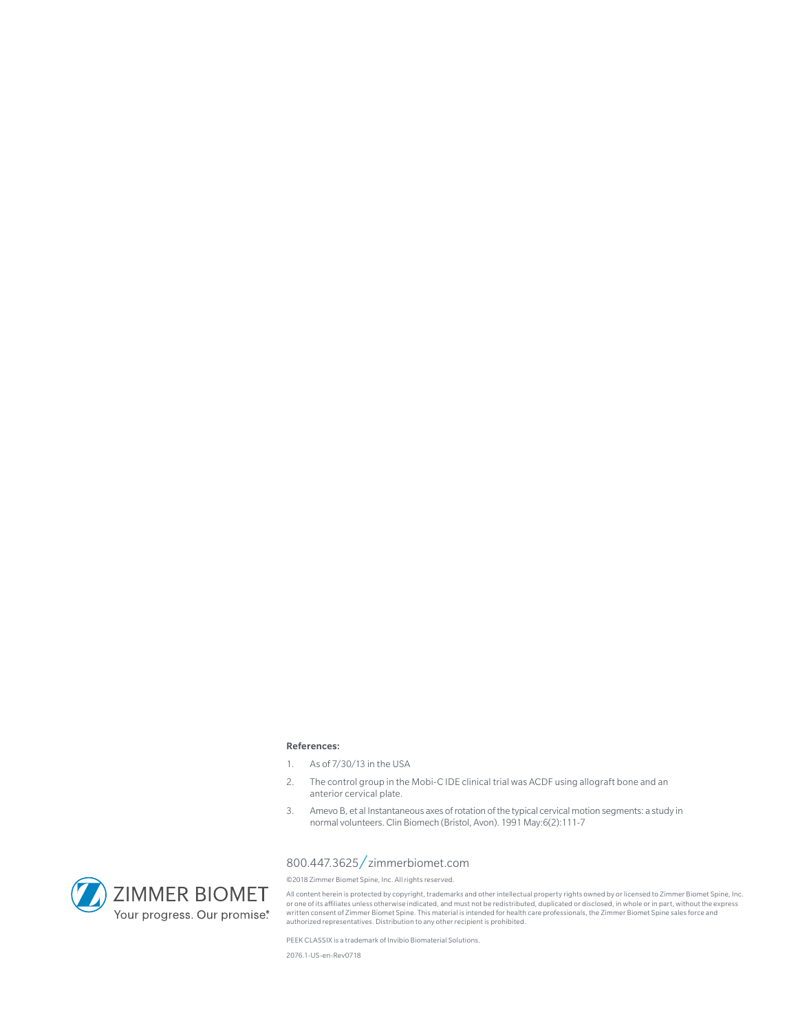**References:**

1. As of 7/30/13 in the USA
2. The control group in the Mobi-C IDE clinical trial was ACDF using allograft bone and an anterior cervical plate.
3. Amevo B, et al Instantaneous axes of rotation of the typical cervical motion segments: a study in normal volunteers. Clin Biomech (Bristol, Avon). 1991 May:6(2):111-7

800.447.3625/zimmerbiomet.com

ZIMMER BIOMET
Your progress. Our promise.®

©2018 Zimmer Biomet Spine, Inc. All rights reserved.

All content herein is protected by copyright, trademarks and other intellectual property rights owned by or licensed to Zimmer Biomet Spine, Inc. or one of its affiliates unless otherwise indicated, and must not be redistributed, duplicated or disclosed, in whole or in part, without the express written consent of Zimmer Biomet Spine. This material is intended for health care professionals, the Zimmer Biomet Spine sales force and authorized representatives. Distribution to any other recipient is prohibited.

PEEK CLASSIX is a trademark of Invibio Biomaterial Solutions.

2076.1-US-en-Rev0718